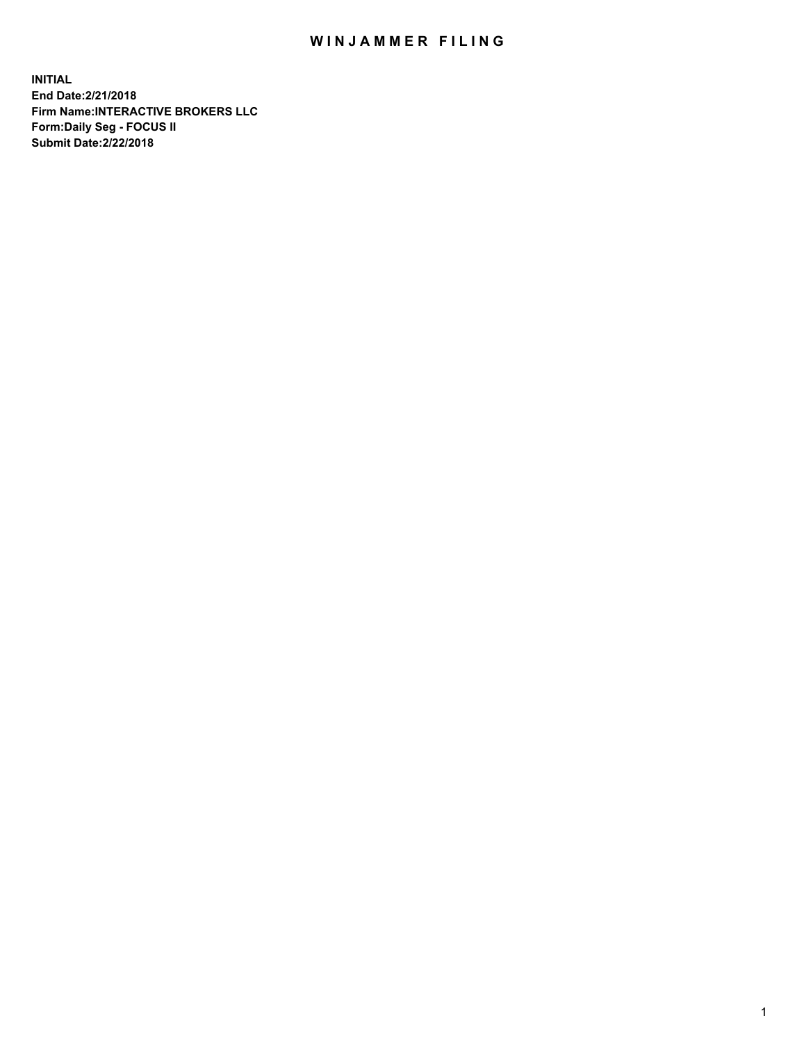# WINJAMMER FILING

**INITIAL**
**End Date:2/21/2018**
**Firm Name:INTERACTIVE BROKERS LLC**
**Form:Daily Seg - FOCUS II**
**Submit Date:2/22/2018**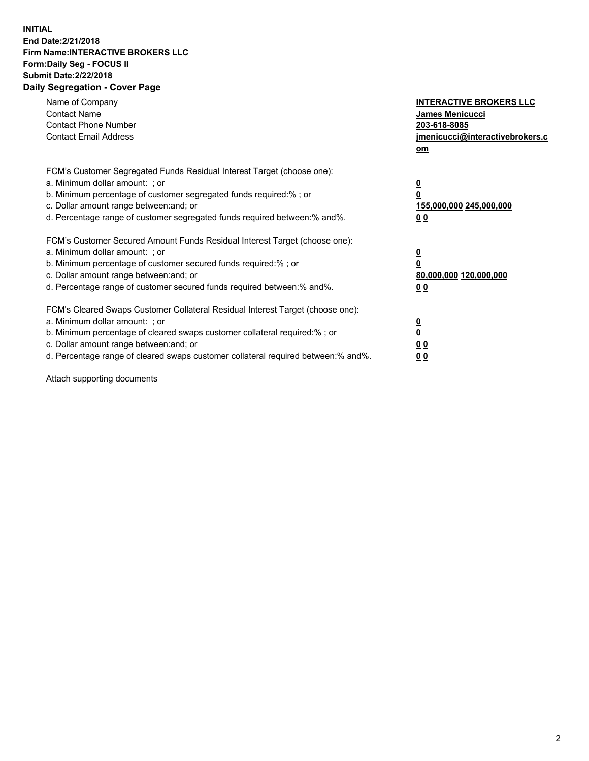**INITIAL**
**End Date:2/21/2018**
**Firm Name:INTERACTIVE BROKERS LLC**
**Form:Daily Seg - FOCUS II**
**Submit Date:2/22/2018**
**Daily Segregation - Cover Page**

| | |
|---|---|
| Name of Company | **INTERACTIVE BROKERS LLC** |
| Contact Name | **James Menicucci** |
| Contact Phone Number | **203-618-8085** |
| Contact Email Address | **jmenicucci@interactivebrokers.com** |

FCM's Customer Segregated Funds Residual Interest Target (choose one):

| | |
|---|---|
| a. Minimum dollar amount: ; or | **0** |
| b. Minimum percentage of customer segregated funds required:% ; or | **0** |
| c. Dollar amount range between:and; or | **155,000,000 245,000,000** |
| d. Percentage range of customer segregated funds required between:% and%. | **0 0** |

FCM's Customer Secured Amount Funds Residual Interest Target (choose one):

| | |
|---|---|
| a. Minimum dollar amount: ; or | **0** |
| b. Minimum percentage of customer secured funds required:% ; or | **0** |
| c. Dollar amount range between:and; or | **80,000,000 120,000,000** |
| d. Percentage range of customer secured funds required between:% and%. | **0 0** |

FCM's Cleared Swaps Customer Collateral Residual Interest Target (choose one):

| | |
|---|---|
| a. Minimum dollar amount: ; or | **0** |
| b. Minimum percentage of cleared swaps customer collateral required:% ; or | **0** |
| c. Dollar amount range between:and; or | **0 0** |
| d. Percentage range of cleared swaps customer collateral required between:% and%. | **0 0** |

Attach supporting documents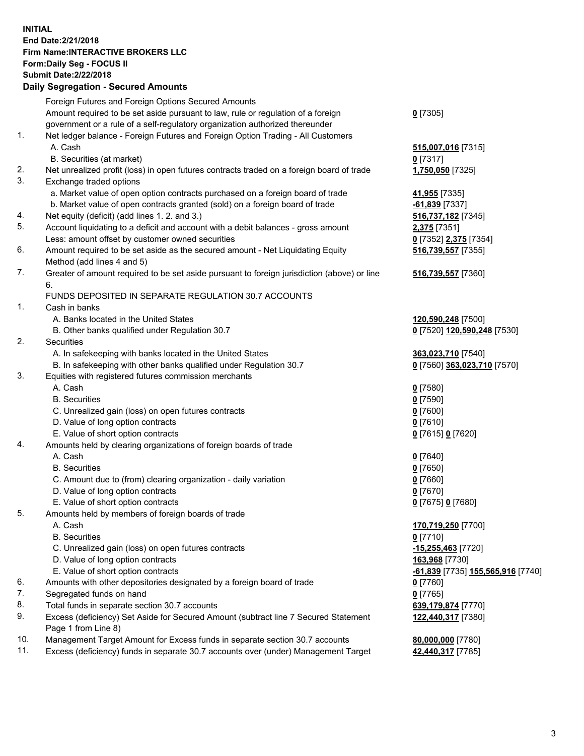**INITIAL**
**End Date:2/21/2018**
**Firm Name:INTERACTIVE BROKERS LLC**
**Form:Daily Seg - FOCUS II**
**Submit Date:2/22/2018**
## Daily Segregation - Secured Amounts

| | | |
|---|---|---|
| | Foreign Futures and Foreign Options Secured Amounts | |
| | Amount required to be set aside pursuant to law, rule or regulation of a foreign government or a rule of a self-regulatory organization authorized thereunder | **0** [7305] |
| 1. | Net ledger balance - Foreign Futures and Foreign Option Trading - All Customers | |
| | A. Cash | **515,007,016** [7315] |
| | B. Securities (at market) | **0** [7317] |
| 2. | Net unrealized profit (loss) in open futures contracts traded on a foreign board of trade | **1,750,050** [7325] |
| 3. | Exchange traded options | |
| | a. Market value of open option contracts purchased on a foreign board of trade | **41,955** [7335] |
| | b. Market value of open contracts granted (sold) on a foreign board of trade | **-61,839** [7337] |
| 4. | Net equity (deficit) (add lines 1. 2. and 3.) | **516,737,182** [7345] |
| 5. | Account liquidating to a deficit and account with a debit balances - gross amount | **2,375** [7351] |
| | Less: amount offset by customer owned securities | **0** [7352] **2,375** [7354] |
| 6. | Amount required to be set aside as the secured amount - Net Liquidating Equity Method (add lines 4 and 5) | **516,739,557** [7355] |
| 7. | Greater of amount required to be set aside pursuant to foreign jurisdiction (above) or line 6. | **516,739,557** [7360] |
| | FUNDS DEPOSITED IN SEPARATE REGULATION 30.7 ACCOUNTS | |
| 1. | Cash in banks | |
| | A. Banks located in the United States | **120,590,248** [7500] |
| | B. Other banks qualified under Regulation 30.7 | **0** [7520] **120,590,248** [7530] |
| 2. | Securities | |
| | A. In safekeeping with banks located in the United States | **363,023,710** [7540] |
| | B. In safekeeping with other banks qualified under Regulation 30.7 | **0** [7560] **363,023,710** [7570] |
| 3. | Equities with registered futures commission merchants | |
| | A. Cash | **0** [7580] |
| | B. Securities | **0** [7590] |
| | C. Unrealized gain (loss) on open futures contracts | **0** [7600] |
| | D. Value of long option contracts | **0** [7610] |
| | E. Value of short option contracts | **0** [7615] **0** [7620] |
| 4. | Amounts held by clearing organizations of foreign boards of trade | |
| | A. Cash | **0** [7640] |
| | B. Securities | **0** [7650] |
| | C. Amount due to (from) clearing organization - daily variation | **0** [7660] |
| | D. Value of long option contracts | **0** [7670] |
| | E. Value of short option contracts | **0** [7675] **0** [7680] |
| 5. | Amounts held by members of foreign boards of trade | |
| | A. Cash | **170,719,250** [7700] |
| | B. Securities | **0** [7710] |
| | C. Unrealized gain (loss) on open futures contracts | **-15,255,463** [7720] |
| | D. Value of long option contracts | **163,968** [7730] |
| | E. Value of short option contracts | **-61,839** [7735] **155,565,916** [7740] |
| 6. | Amounts with other depositories designated by a foreign board of trade | **0** [7760] |
| 7. | Segregated funds on hand | **0** [7765] |
| 8. | Total funds in separate section 30.7 accounts | **639,179,874** [7770] |
| 9. | Excess (deficiency) Set Aside for Secured Amount (subtract line 7 Secured Statement Page 1 from Line 8) | **122,440,317** [7380] |
| 10. | Management Target Amount for Excess funds in separate section 30.7 accounts | **80,000,000** [7780] |
| 11. | Excess (deficiency) funds in separate 30.7 accounts over (under) Management Target | **42,440,317** [7785] |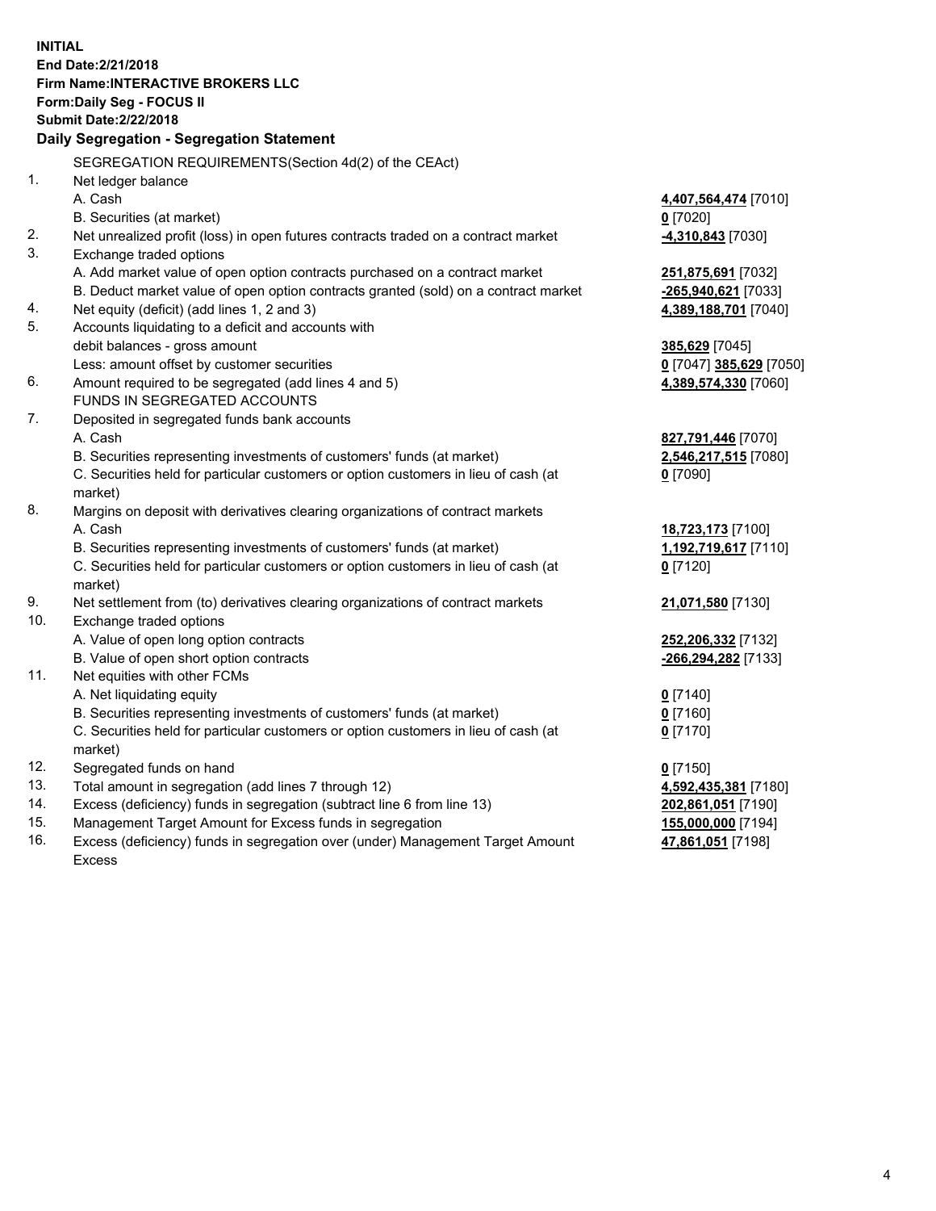**INITIAL**
**End Date:2/21/2018**
**Firm Name:INTERACTIVE BROKERS LLC**
**Form:Daily Seg - FOCUS II**
**Submit Date:2/22/2018**

**Daily Segregation - Segregation Statement**

| | | |
|---|---|---|
| | SEGREGATION REQUIREMENTS(Section 4d(2) of the CEAct) | |
| 1. | Net ledger balance | |
| | A. Cash | **4,407,564,474** [7010] |
| | B. Securities (at market) | **0** [7020] |
| 2. | Net unrealized profit (loss) in open futures contracts traded on a contract market | **-4,310,843** [7030] |
| 3. | Exchange traded options | |
| | A. Add market value of open option contracts purchased on a contract market | **251,875,691** [7032] |
| | B. Deduct market value of open option contracts granted (sold) on a contract market | **-265,940,621** [7033] |
| 4. | Net equity (deficit) (add lines 1, 2 and 3) | **4,389,188,701** [7040] |
| 5. | Accounts liquidating to a deficit and accounts with | |
| | debit balances - gross amount | **385,629** [7045] |
| | Less: amount offset by customer securities | **0** [7047] **385,629** [7050] |
| 6. | Amount required to be segregated (add lines 4 and 5) | **4,389,574,330** [7060] |
| | FUNDS IN SEGREGATED ACCOUNTS | |
| 7. | Deposited in segregated funds bank accounts | |
| | A. Cash | **827,791,446** [7070] |
| | B. Securities representing investments of customers' funds (at market) | **2,546,217,515** [7080] |
| | C. Securities held for particular customers or option customers in lieu of cash (at market) | **0** [7090] |
| 8. | Margins on deposit with derivatives clearing organizations of contract markets | |
| | A. Cash | **18,723,173** [7100] |
| | B. Securities representing investments of customers' funds (at market) | **1,192,719,617** [7110] |
| | C. Securities held for particular customers or option customers in lieu of cash (at market) | **0** [7120] |
| 9. | Net settlement from (to) derivatives clearing organizations of contract markets | **21,071,580** [7130] |
| 10. | Exchange traded options | |
| | A. Value of open long option contracts | **252,206,332** [7132] |
| | B. Value of open short option contracts | **-266,294,282** [7133] |
| 11. | Net equities with other FCMs | |
| | A. Net liquidating equity | **0** [7140] |
| | B. Securities representing investments of customers' funds (at market) | **0** [7160] |
| | C. Securities held for particular customers or option customers in lieu of cash (at market) | **0** [7170] |
| 12. | Segregated funds on hand | **0** [7150] |
| 13. | Total amount in segregation (add lines 7 through 12) | **4,592,435,381** [7180] |
| 14. | Excess (deficiency) funds in segregation (subtract line 6 from line 13) | **202,861,051** [7190] |
| 15. | Management Target Amount for Excess funds in segregation | **155,000,000** [7194] |
| 16. | Excess (deficiency) funds in segregation over (under) Management Target Amount Excess | **47,861,051** [7198] |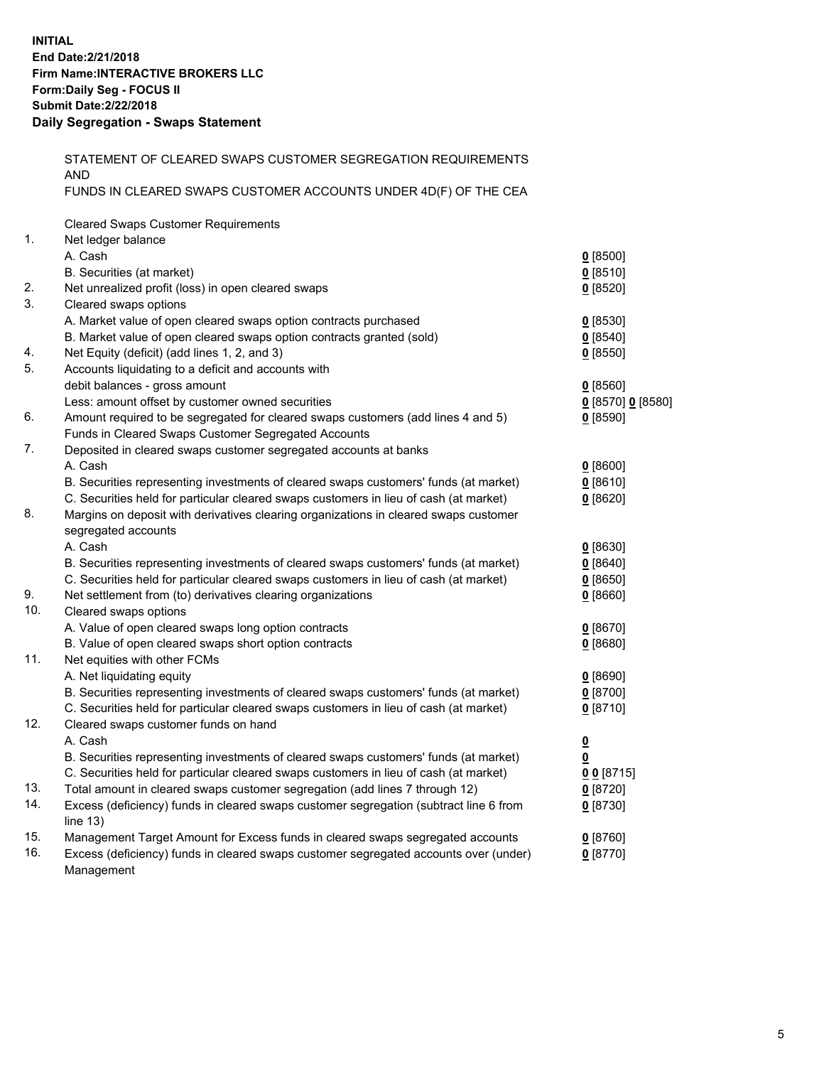**INITIAL**
**End Date:2/21/2018**
**Firm Name:INTERACTIVE BROKERS LLC**
**Form:Daily Seg - FOCUS II**
**Submit Date:2/22/2018**
**Daily Segregation - Swaps Statement**

STATEMENT OF CLEARED SWAPS CUSTOMER SEGREGATION REQUIREMENTS AND FUNDS IN CLEARED SWAPS CUSTOMER ACCOUNTS UNDER 4D(F) OF THE CEA

| | | |
|---|---|---|
| | Cleared Swaps Customer Requirements | |
| 1. | Net ledger balance | |
| | A. Cash | 0 [8500] |
| | B. Securities (at market) | 0 [8510] |
| 2. | Net unrealized profit (loss) in open cleared swaps | 0 [8520] |
| 3. | Cleared swaps options | |
| | A. Market value of open cleared swaps option contracts purchased | 0 [8530] |
| | B. Market value of open cleared swaps option contracts granted (sold) | 0 [8540] |
| 4. | Net Equity (deficit) (add lines 1, 2, and 3) | 0 [8550] |
| 5. | Accounts liquidating to a deficit and accounts with debit balances - gross amount | 0 [8560] |
| | Less: amount offset by customer owned securities | 0 [8570] 0 [8580] |
| 6. | Amount required to be segregated for cleared swaps customers (add lines 4 and 5) | 0 [8590] |
| | Funds in Cleared Swaps Customer Segregated Accounts | |
| 7. | Deposited in cleared swaps customer segregated accounts at banks | |
| | A. Cash | 0 [8600] |
| | B. Securities representing investments of cleared swaps customers' funds (at market) | 0 [8610] |
| | C. Securities held for particular cleared swaps customers in lieu of cash (at market) | 0 [8620] |
| 8. | Margins on deposit with derivatives clearing organizations in cleared swaps customer segregated accounts | |
| | A. Cash | 0 [8630] |
| | B. Securities representing investments of cleared swaps customers' funds (at market) | 0 [8640] |
| | C. Securities held for particular cleared swaps customers in lieu of cash (at market) | 0 [8650] |
| 9. | Net settlement from (to) derivatives clearing organizations | 0 [8660] |
| 10. | Cleared swaps options | |
| | A. Value of open cleared swaps long option contracts | 0 [8670] |
| | B. Value of open cleared swaps short option contracts | 0 [8680] |
| 11. | Net equities with other FCMs | |
| | A. Net liquidating equity | 0 [8690] |
| | B. Securities representing investments of cleared swaps customers' funds (at market) | 0 [8700] |
| | C. Securities held for particular cleared swaps customers in lieu of cash (at market) | 0 [8710] |
| 12. | Cleared swaps customer funds on hand | |
| | A. Cash | 0 |
| | B. Securities representing investments of cleared swaps customers' funds (at market) | 0 |
| | C. Securities held for particular cleared swaps customers in lieu of cash (at market) | 0 0 [8715] |
| 13. | Total amount in cleared swaps customer segregation (add lines 7 through 12) | 0 [8720] |
| 14. | Excess (deficiency) funds in cleared swaps customer segregation (subtract line 6 from line 13) | 0 [8730] |
| 15. | Management Target Amount for Excess funds in cleared swaps segregated accounts | 0 [8760] |
| 16. | Excess (deficiency) funds in cleared swaps customer segregated accounts over (under) Management | 0 [8770] |